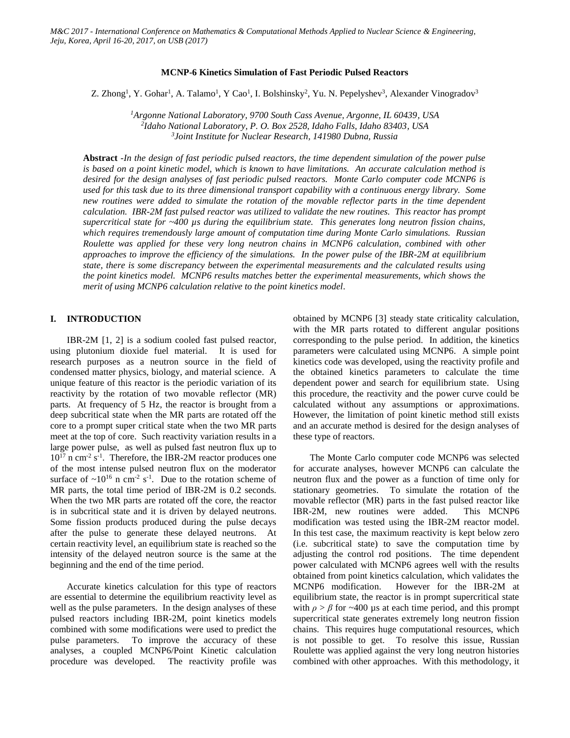# MCNP-6 Kinetics Simulation of Fast Periodic Pulsed Reactors

Z. Zhong[1], Y. Gohar[1], A. Talamo[1], Y Cao[1], I. Bolshinsky[2], Yu. N. Pepelyshev[3], Alexander Vinogradov[3]

[1]*Argonne National Laboratory, 9700 South Cass Avenue, Argonne, IL 60439, USA*
[2]*Idaho National Laboratory, P. O. Box 2528, Idaho Falls, Idaho 83403, USA*
[3]*Joint Institute for Nuclear Research, 141980 Dubna, Russia*

**Abstract** -*In the design of fast periodic pulsed reactors, the time dependent simulation of the power pulse is based on a point kinetic model, which is known to have limitations. An accurate calculation method is desired for the design analyses of fast periodic pulsed reactors. Monte Carlo computer code MCNP6 is used for this task due to its three dimensional transport capability with a continuous energy library. Some new routines were added to simulate the rotation of the movable reflector parts in the time dependent calculation. IBR-2M fast pulsed reactor was utilized to validate the new routines. This reactor has prompt supercritical state for ~400 µs during the equilibrium state. This generates long neutron fission chains, which requires tremendously large amount of computation time during Monte Carlo simulations. Russian Roulette was applied for these very long neutron chains in MCNP6 calculation, combined with other approaches to improve the efficiency of the simulations. In the power pulse of the IBR-2M at equilibrium state, there is some discrepancy between the experimental measurements and the calculated results using the point kinetics model. MCNP6 results matches better the experimental measurements, which shows the merit of using MCNP6 calculation relative to the point kinetics model.*

## I. INTRODUCTION

IBR-2M [1, 2] is a sodium cooled fast pulsed reactor, using plutonium dioxide fuel material. It is used for research purposes as a neutron source in the field of condensed matter physics, biology, and material science. A unique feature of this reactor is the periodic variation of its reactivity by the rotation of two movable reflector (MR) parts. At frequency of 5 Hz, the reactor is brought from a deep subcritical state when the MR parts are rotated off the core to a prompt super critical state when the two MR parts meet at the top of core. Such reactivity variation results in a large power pulse, as well as pulsed fast neutron flux up to $10^{17}$ n cm$^{-2}$ s$^{-1}$. Therefore, the IBR-2M reactor produces one of the most intense pulsed neutron flux on the moderator surface of ~$10^{16}$ n cm$^{-2}$ s$^{-1}$. Due to the rotation scheme of MR parts, the total time period of IBR-2M is 0.2 seconds. When the two MR parts are rotated off the core, the reactor is in subcritical state and it is driven by delayed neutrons. Some fission products produced during the pulse decays after the pulse to generate these delayed neutrons. At certain reactivity level, an equilibrium state is reached so the intensity of the delayed neutron source is the same at the beginning and the end of the time period.

Accurate kinetics calculation for this type of reactors are essential to determine the equilibrium reactivity level as well as the pulse parameters. In the design analyses of these pulsed reactors including IBR-2M, point kinetics models combined with some modifications were used to predict the pulse parameters. To improve the accuracy of these analyses, a coupled MCNP6/Point Kinetic calculation procedure was developed. The reactivity profile was obtained by MCNP6 [3] steady state criticality calculation, with the MR parts rotated to different angular positions corresponding to the pulse period. In addition, the kinetics parameters were calculated using MCNP6. A simple point kinetics code was developed, using the reactivity profile and the obtained kinetics parameters to calculate the time dependent power and search for equilibrium state. Using this procedure, the reactivity and the power curve could be calculated without any assumptions or approximations. However, the limitation of point kinetic method still exists and an accurate method is desired for the design analyses of these type of reactors.

The Monte Carlo computer code MCNP6 was selected for accurate analyses, however MCNP6 can calculate the neutron flux and the power as a function of time only for stationary geometries. To simulate the rotation of the movable reflector (MR) parts in the fast pulsed reactor like IBR-2M, new routines were added. This MCNP6 modification was tested using the IBR-2M reactor model. In this test case, the maximum reactivity is kept below zero (i.e. subcritical state) to save the computation time by adjusting the control rod positions. The time dependent power calculated with MCNP6 agrees well with the results obtained from point kinetics calculation, which validates the MCNP6 modification. However for the IBR-2M at equilibrium state, the reactor is in prompt supercritical state with $\rho > \beta$ for ~400 µs at each time period, and this prompt supercritical state generates extremely long neutron fission chains. This requires huge computational resources, which is not possible to get. To resolve this issue, Russian Roulette was applied against the very long neutron histories combined with other approaches. With this methodology, it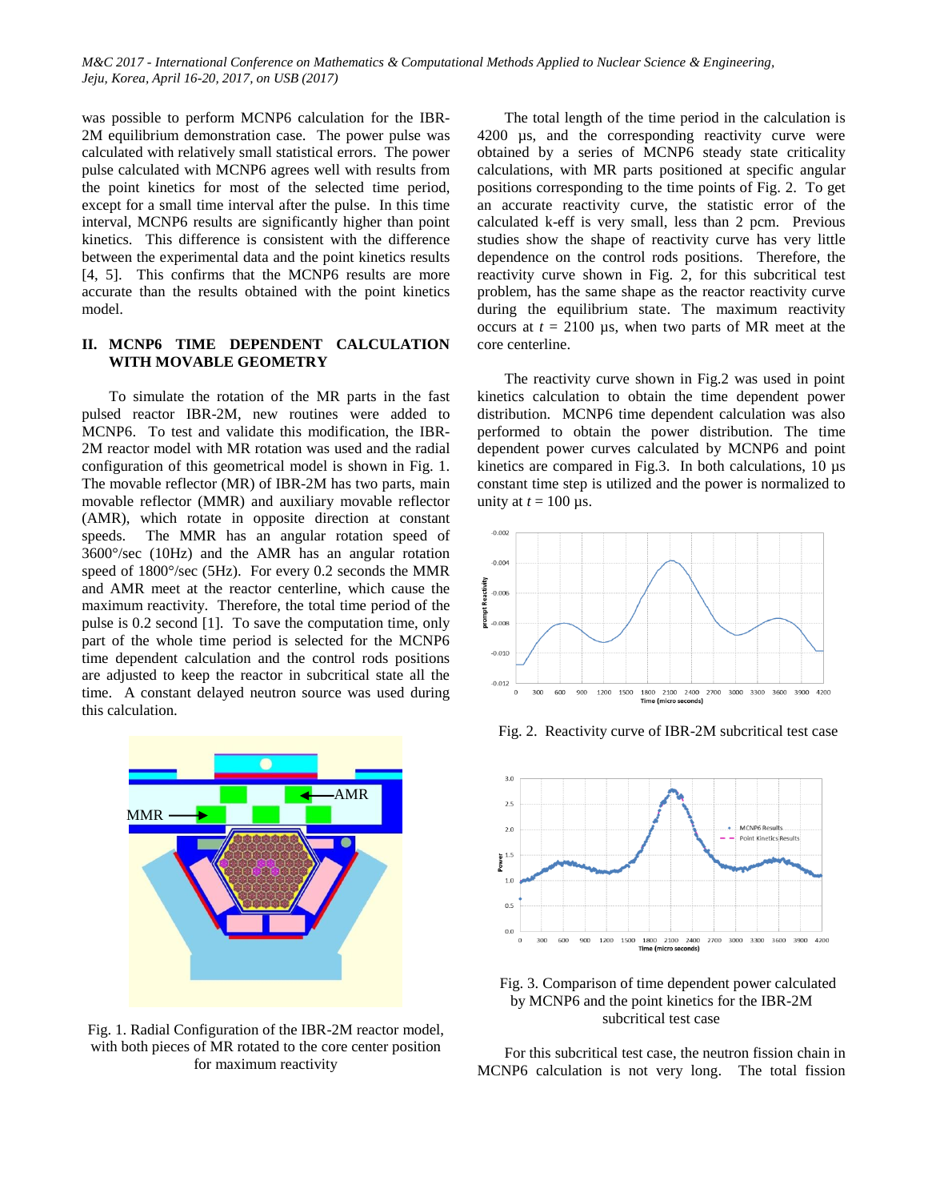was possible to perform MCNP6 calculation for the IBR-2M equilibrium demonstration case. The power pulse was calculated with relatively small statistical errors. The power pulse calculated with MCNP6 agrees well with results from the point kinetics for most of the selected time period, except for a small time interval after the pulse. In this time interval, MCNP6 results are significantly higher than point kinetics. This difference is consistent with the difference between the experimental data and the point kinetics results [4, 5]. This confirms that the MCNP6 results are more accurate than the results obtained with the point kinetics model.

## II. MCNP6 TIME DEPENDENT CALCULATION WITH MOVABLE GEOMETRY

To simulate the rotation of the MR parts in the fast pulsed reactor IBR-2M, new routines were added to MCNP6. To test and validate this modification, the IBR-2M reactor model with MR rotation was used and the radial configuration of this geometrical model is shown in Fig. 1. The movable reflector (MR) of IBR-2M has two parts, main movable reflector (MMR) and auxiliary movable reflector (AMR), which rotate in opposite direction at constant speeds. The MMR has an angular rotation speed of 3600°/sec (10Hz) and the AMR has an angular rotation speed of 1800°/sec (5Hz). For every 0.2 seconds the MMR and AMR meet at the reactor centerline, which cause the maximum reactivity. Therefore, the total time period of the pulse is 0.2 second [1]. To save the computation time, only part of the whole time period is selected for the MCNP6 time dependent calculation and the control rods positions are adjusted to keep the reactor in subcritical state all the time. A constant delayed neutron source was used during this calculation.

Fig. 1. Radial Configuration of the IBR-2M reactor model, with both pieces of MR rotated to the core center position for maximum reactivity

The total length of the time period in the calculation is 4200 µs, and the corresponding reactivity curve were obtained by a series of MCNP6 steady state criticality calculations, with MR parts positioned at specific angular positions corresponding to the time points of Fig. 2. To get an accurate reactivity curve, the statistic error of the calculated k-eff is very small, less than 2 pcm. Previous studies show the shape of reactivity curve has very little dependence on the control rods positions. Therefore, the reactivity curve shown in Fig. 2, for this subcritical test problem, has the same shape as the reactor reactivity curve during the equilibrium state. The maximum reactivity occurs at $t$ = 2100 µs, when two parts of MR meet at the core centerline.

The reactivity curve shown in Fig.2 was used in point kinetics calculation to obtain the time dependent power distribution. MCNP6 time dependent calculation was also performed to obtain the power distribution. The time dependent power curves calculated by MCNP6 and point kinetics are compared in Fig.3. In both calculations, 10 µs constant time step is utilized and the power is normalized to unity at $t$ = 100 µs.

Fig. 2. Reactivity curve of IBR-2M subcritical test case

Fig. 3. Comparison of time dependent power calculated by MCNP6 and the point kinetics for the IBR-2M subcritical test case

For this subcritical test case, the neutron fission chain in MCNP6 calculation is not very long. The total fission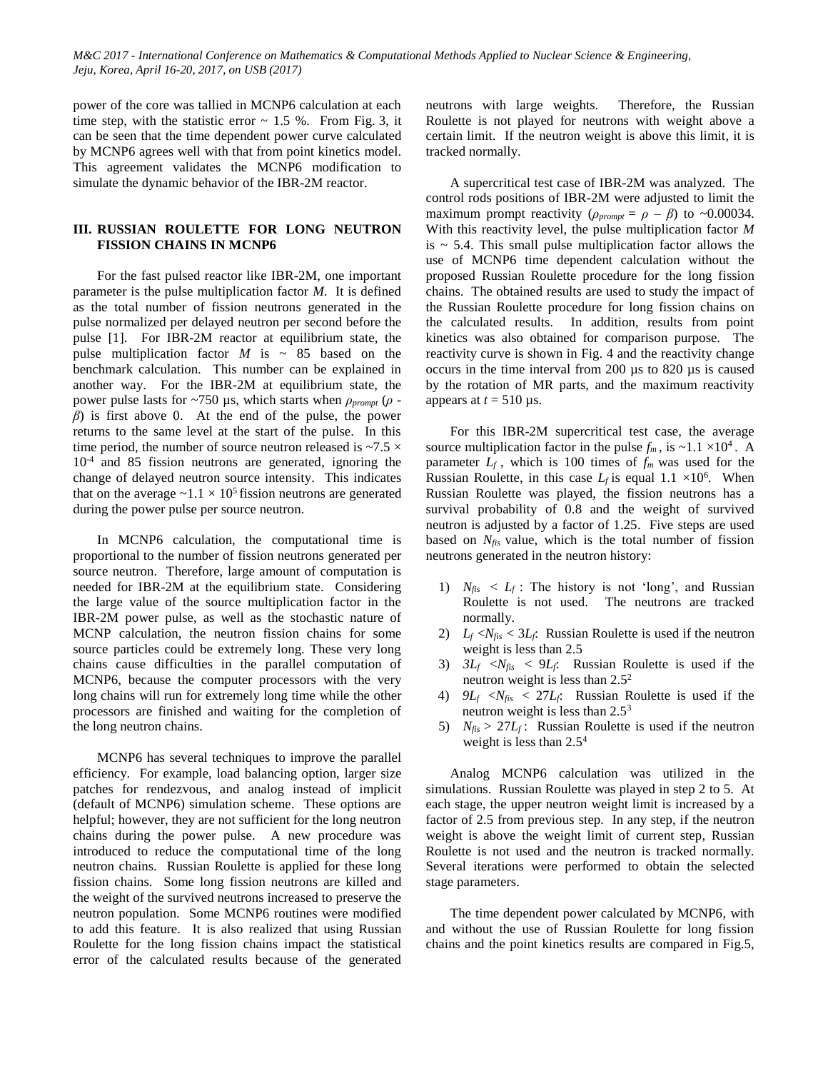power of the core was tallied in MCNP6 calculation at each time step, with the statistic error ~ 1.5 %. From Fig. 3, it can be seen that the time dependent power curve calculated by MCNP6 agrees well with that from point kinetics model. This agreement validates the MCNP6 modification to simulate the dynamic behavior of the IBR-2M reactor.

## III. RUSSIAN ROULETTE FOR LONG NEUTRON FISSION CHAINS IN MCNP6

For the fast pulsed reactor like IBR-2M, one important parameter is the pulse multiplication factor $M$. It is defined as the total number of fission neutrons generated in the pulse normalized per delayed neutron per second before the pulse [1]. For IBR-2M reactor at equilibrium state, the pulse multiplication factor $M$ is ~ 85 based on the benchmark calculation. This number can be explained in another way. For the IBR-2M at equilibrium state, the power pulse lasts for ~750 µs, which starts when $\rho_{prompt}$ ($\rho$ - $\beta$) is first above 0. At the end of the pulse, the power returns to the same level at the start of the pulse. In this time period, the number of source neutron released is ~$7.5 \times 10^{-4}$ and 85 fission neutrons are generated, ignoring the change of delayed neutron source intensity. This indicates that on the average ~$1.1 \times 10^{5}$ fission neutrons are generated during the power pulse per source neutron.

In MCNP6 calculation, the computational time is proportional to the number of fission neutrons generated per source neutron. Therefore, large amount of computation is needed for IBR-2M at the equilibrium state. Considering the large value of the source multiplication factor in the IBR-2M power pulse, as well as the stochastic nature of MCNP calculation, the neutron fission chains for some source particles could be extremely long. These very long chains cause difficulties in the parallel computation of MCNP6, because the computer processors with the very long chains will run for extremely long time while the other processors are finished and waiting for the completion of the long neutron chains.

MCNP6 has several techniques to improve the parallel efficiency. For example, load balancing option, larger size patches for rendezvous, and analog instead of implicit (default of MCNP6) simulation scheme. These options are helpful; however, they are not sufficient for the long neutron chains during the power pulse. A new procedure was introduced to reduce the computational time of the long neutron chains. Russian Roulette is applied for these long fission chains. Some long fission neutrons are killed and the weight of the survived neutrons increased to preserve the neutron population. Some MCNP6 routines were modified to add this feature. It is also realized that using Russian Roulette for the long fission chains impact the statistical error of the calculated results because of the generated neutrons with large weights. Therefore, the Russian Roulette is not played for neutrons with weight above a certain limit. If the neutron weight is above this limit, it is tracked normally.

A supercritical test case of IBR-2M was analyzed. The control rods positions of IBR-2M were adjusted to limit the maximum prompt reactivity ($\rho_{prompt} = \rho - \beta$) to ~0.00034. With this reactivity level, the pulse multiplication factor $M$ is ~ 5.4. This small pulse multiplication factor allows the use of MCNP6 time dependent calculation without the proposed Russian Roulette procedure for the long fission chains. The obtained results are used to study the impact of the Russian Roulette procedure for long fission chains on the calculated results. In addition, results from point kinetics was also obtained for comparison purpose. The reactivity curve is shown in Fig. 4 and the reactivity change occurs in the time interval from 200 µs to 820 µs is caused by the rotation of MR parts, and the maximum reactivity appears at $t$ = 510 µs.

For this IBR-2M supercritical test case, the average source multiplication factor in the pulse $f_m$, is ~$1.1 \times 10^{4}$. A parameter $L_f$, which is 100 times of $f_m$ was used for the Russian Roulette, in this case $L_f$ is equal $1.1 \times 10^{6}$. When Russian Roulette was played, the fission neutrons has a survival probability of 0.8 and the weight of survived neutron is adjusted by a factor of 1.25. Five steps are used based on $N_{fis}$ value, which is the total number of fission neutrons generated in the neutron history:

1) $N_{fis} < L_f$ : The history is not 'long', and Russian Roulette is not used. The neutrons are tracked normally.
2) $L_f < N_{fis} < 3L_f$: Russian Roulette is used if the neutron weight is less than 2.5
3) $3L_f < N_{fis} < 9L_f$: Russian Roulette is used if the neutron weight is less than $2.5^2$
4) $9L_f < N_{fis} < 27L_f$: Russian Roulette is used if the neutron weight is less than $2.5^3$
5) $N_{fis} > 27L_f$ : Russian Roulette is used if the neutron weight is less than $2.5^4$

Analog MCNP6 calculation was utilized in the simulations. Russian Roulette was played in step 2 to 5. At each stage, the upper neutron weight limit is increased by a factor of 2.5 from previous step. In any step, if the neutron weight is above the weight limit of current step, Russian Roulette is not used and the neutron is tracked normally. Several iterations were performed to obtain the selected stage parameters.

The time dependent power calculated by MCNP6, with and without the use of Russian Roulette for long fission chains and the point kinetics results are compared in Fig.5,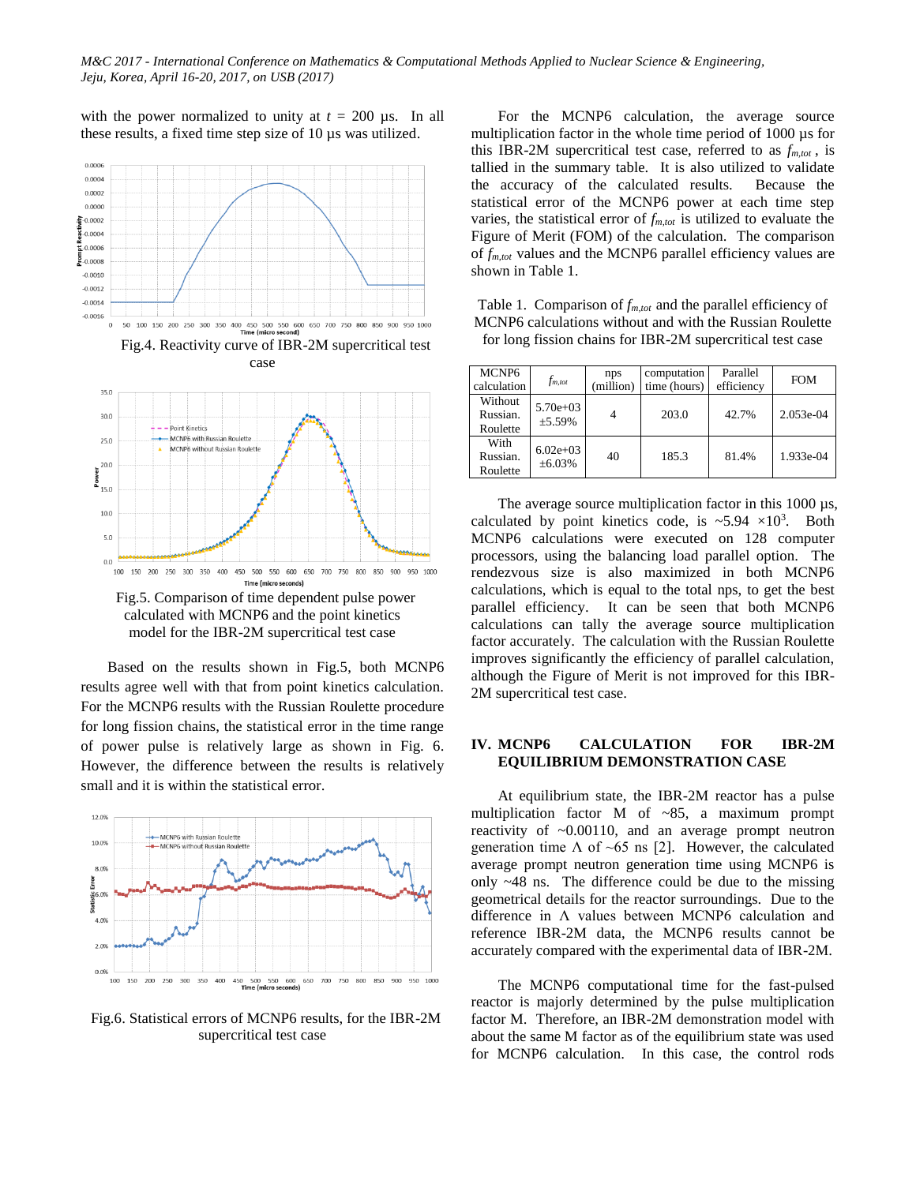with the power normalized to unity at $t$ = 200 µs. In all these results, a fixed time step size of 10 µs was utilized.

Fig.4. Reactivity curve of IBR-2M supercritical test case

Fig.5. Comparison of time dependent pulse power calculated with MCNP6 and the point kinetics model for the IBR-2M supercritical test case

Based on the results shown in Fig.5, both MCNP6 results agree well with that from point kinetics calculation. For the MCNP6 results with the Russian Roulette procedure for long fission chains, the statistical error in the time range of power pulse is relatively large as shown in Fig. 6. However, the difference between the results is relatively small and it is within the statistical error.

Fig.6. Statistical errors of MCNP6 results, for the IBR-2M supercritical test case

For the MCNP6 calculation, the average source multiplication factor in the whole time period of 1000 µs for this IBR-2M supercritical test case, referred to as $f_{m,tot}$ , is tallied in the summary table. It is also utilized to validate the accuracy of the calculated results. Because the statistical error of the MCNP6 power at each time step varies, the statistical error of $f_{m,tot}$ is utilized to evaluate the Figure of Merit (FOM) of the calculation. The comparison of $f_{m,tot}$ values and the MCNP6 parallel efficiency values are shown in Table 1.

Table 1. Comparison of $f_{m,tot}$ and the parallel efficiency of MCNP6 calculations without and with the Russian Roulette for long fission chains for IBR-2M supercritical test case

| MCNP6 calculation | $f_{m,tot}$ | nps (million) | computation time (hours) | Parallel efficiency | FOM |
|---|---|---|---|---|---|
| Without Russian. Roulette | 5.70e+03 ±5.59% | 4 | 203.0 | 42.7% | 2.053e-04 |
| With Russian. Roulette | 6.02e+03 ±6.03% | 40 | 185.3 | 81.4% | 1.933e-04 |

The average source multiplication factor in this 1000 µs, calculated by point kinetics code, is ~5.94 ×10$^{3}$. Both MCNP6 calculations were executed on 128 computer processors, using the balancing load parallel option. The rendezvous size is also maximized in both MCNP6 calculations, which is equal to the total nps, to get the best parallel efficiency. It can be seen that both MCNP6 calculations can tally the average source multiplication factor accurately. The calculation with the Russian Roulette improves significantly the efficiency of parallel calculation, although the Figure of Merit is not improved for this IBR-2M supercritical test case.

## IV. MCNP6 CALCULATION FOR IBR-2M EQUILIBRIUM DEMONSTRATION CASE

At equilibrium state, the IBR-2M reactor has a pulse multiplication factor M of ~85, a maximum prompt reactivity of ~0.00110, and an average prompt neutron generation time Λ of ~65 ns [2]. However, the calculated average prompt neutron generation time using MCNP6 is only ~48 ns. The difference could be due to the missing geometrical details for the reactor surroundings. Due to the difference in Λ values between MCNP6 calculation and reference IBR-2M data, the MCNP6 results cannot be accurately compared with the experimental data of IBR-2M.

The MCNP6 computational time for the fast-pulsed reactor is majorly determined by the pulse multiplication factor M. Therefore, an IBR-2M demonstration model with about the same M factor as of the equilibrium state was used for MCNP6 calculation. In this case, the control rods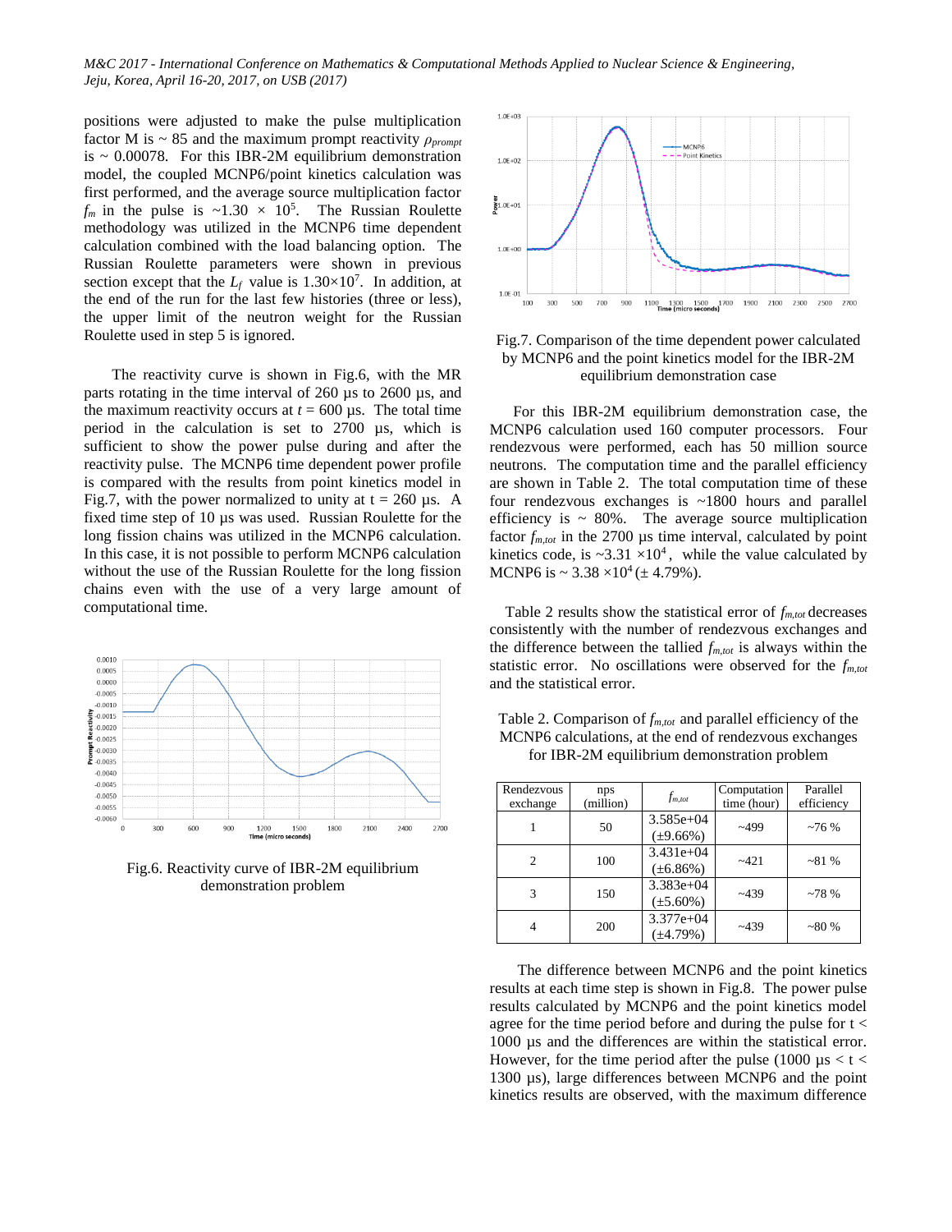positions were adjusted to make the pulse multiplication factor M is ~ 85 and the maximum prompt reactivity $\rho_{prompt}$ is ~ 0.00078. For this IBR-2M equilibrium demonstration model, the coupled MCNP6/point kinetics calculation was first performed, and the average source multiplication factor $f_m$ in the pulse is ~$1.30 \times 10^5$. The Russian Roulette methodology was utilized in the MCNP6 time dependent calculation combined with the load balancing option. The Russian Roulette parameters were shown in previous section except that the $L_f$ value is $1.30{\times}10^7$. In addition, at the end of the run for the last few histories (three or less), the upper limit of the neutron weight for the Russian Roulette used in step 5 is ignored.

The reactivity curve is shown in Fig.6, with the MR parts rotating in the time interval of 260 µs to 2600 µs, and the maximum reactivity occurs at $t$ = 600 µs. The total time period in the calculation is set to 2700 µs, which is sufficient to show the power pulse during and after the reactivity pulse. The MCNP6 time dependent power profile is compared with the results from point kinetics model in Fig.7, with the power normalized to unity at t = 260 µs. A fixed time step of 10 µs was used. Russian Roulette for the long fission chains was utilized in the MCNP6 calculation. In this case, it is not possible to perform MCNP6 calculation without the use of the Russian Roulette for the long fission chains even with the use of a very large amount of computational time.

Fig.6. Reactivity curve of IBR-2M equilibrium demonstration problem

Fig.7. Comparison of the time dependent power calculated by MCNP6 and the point kinetics model for the IBR-2M equilibrium demonstration case

For this IBR-2M equilibrium demonstration case, the MCNP6 calculation used 160 computer processors. Four rendezvous were performed, each has 50 million source neutrons. The computation time and the parallel efficiency are shown in Table 2. The total computation time of these four rendezvous exchanges is ~1800 hours and parallel efficiency is ~ 80%. The average source multiplication factor $f_{m,tot}$ in the 2700 µs time interval, calculated by point kinetics code, is ~$3.31 \times 10^4$, while the value calculated by MCNP6 is ~ $3.38 \times 10^4$ (± 4.79%).

Table 2 results show the statistical error of $f_{m,tot}$ decreases consistently with the number of rendezvous exchanges and the difference between the tallied $f_{m,tot}$ is always within the statistic error. No oscillations were observed for the $f_{m,tot}$ and the statistical error.

Table 2. Comparison of $f_{m,tot}$ and parallel efficiency of the MCNP6 calculations, at the end of rendezvous exchanges for IBR-2M equilibrium demonstration problem

| Rendezvous exchange | nps (million) | $f_{m,tot}$ | Computation time (hour) | Parallel efficiency |
|---|---|---|---|---|
| 1 | 50 | 3.585e+04 (±9.66%) | ~499 | ~76 % |
| 2 | 100 | 3.431e+04 (±6.86%) | ~421 | ~81 % |
| 3 | 150 | 3.383e+04 (±5.60%) | ~439 | ~78 % |
| 4 | 200 | 3.377e+04 (±4.79%) | ~439 | ~80 % |

The difference between MCNP6 and the point kinetics results at each time step is shown in Fig.8. The power pulse results calculated by MCNP6 and the point kinetics model agree for the time period before and during the pulse for t < 1000 µs and the differences are within the statistical error. However, for the time period after the pulse (1000 µs < t < 1300 µs), large differences between MCNP6 and the point kinetics results are observed, with the maximum difference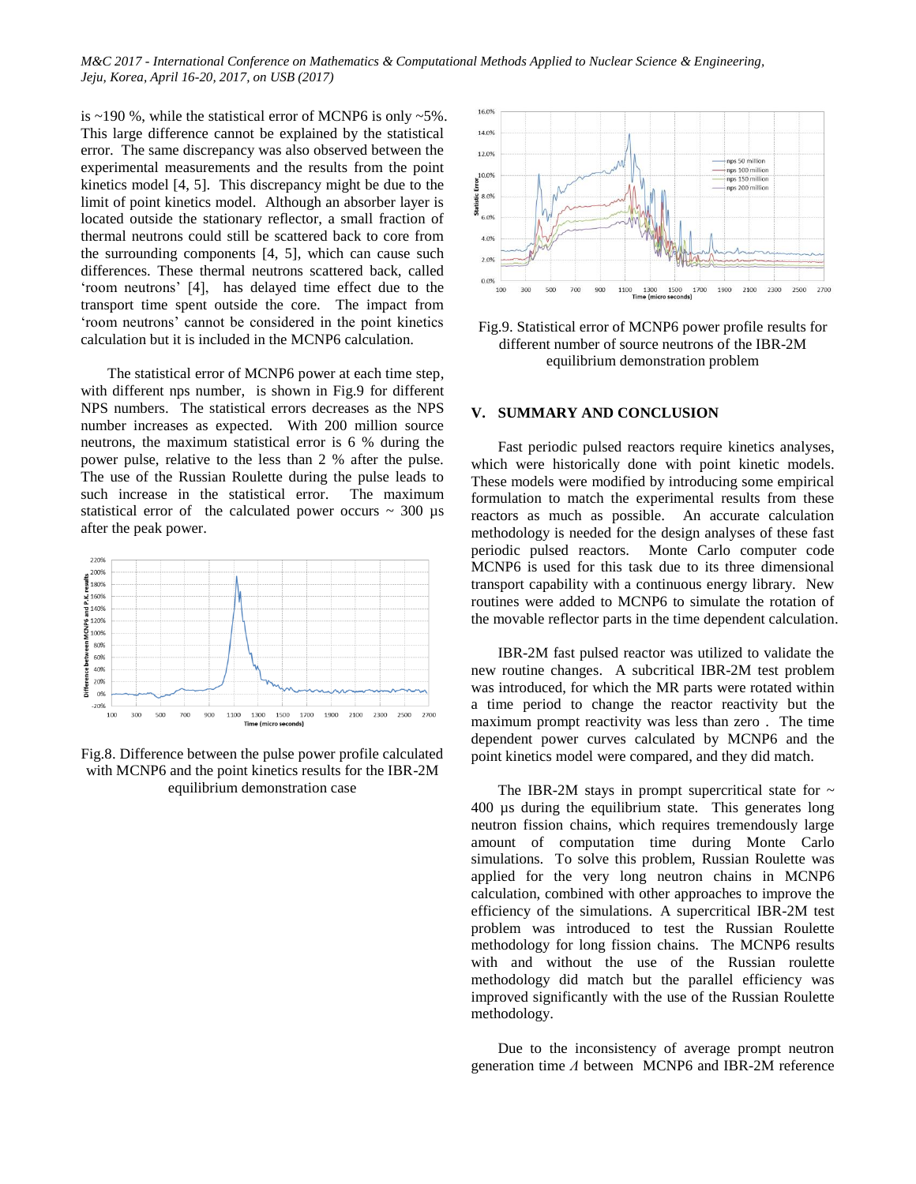is ~190 %, while the statistical error of MCNP6 is only ~5%. This large difference cannot be explained by the statistical error. The same discrepancy was also observed between the experimental measurements and the results from the point kinetics model [4, 5]. This discrepancy might be due to the limit of point kinetics model. Although an absorber layer is located outside the stationary reflector, a small fraction of thermal neutrons could still be scattered back to core from the surrounding components [4, 5], which can cause such differences. These thermal neutrons scattered back, called 'room neutrons' [4], has delayed time effect due to the transport time spent outside the core. The impact from 'room neutrons' cannot be considered in the point kinetics calculation but it is included in the MCNP6 calculation.

The statistical error of MCNP6 power at each time step, with different nps number, is shown in Fig.9 for different NPS numbers. The statistical errors decreases as the NPS number increases as expected. With 200 million source neutrons, the maximum statistical error is 6 % during the power pulse, relative to the less than 2 % after the pulse. The use of the Russian Roulette during the pulse leads to such increase in the statistical error. The maximum statistical error of the calculated power occurs ~ 300 µs after the peak power.

Fig.8. Difference between the pulse power profile calculated with MCNP6 and the point kinetics results for the IBR-2M equilibrium demonstration case

Fig.9. Statistical error of MCNP6 power profile results for different number of source neutrons of the IBR-2M equilibrium demonstration problem

## V. SUMMARY AND CONCLUSION

Fast periodic pulsed reactors require kinetics analyses, which were historically done with point kinetic models. These models were modified by introducing some empirical formulation to match the experimental results from these reactors as much as possible. An accurate calculation methodology is needed for the design analyses of these fast periodic pulsed reactors. Monte Carlo computer code MCNP6 is used for this task due to its three dimensional transport capability with a continuous energy library. New routines were added to MCNP6 to simulate the rotation of the movable reflector parts in the time dependent calculation.

IBR-2M fast pulsed reactor was utilized to validate the new routine changes. A subcritical IBR-2M test problem was introduced, for which the MR parts were rotated within a time period to change the reactor reactivity but the maximum prompt reactivity was less than zero . The time dependent power curves calculated by MCNP6 and the point kinetics model were compared, and they did match.

The IBR-2M stays in prompt supercritical state for ~ 400 µs during the equilibrium state. This generates long neutron fission chains, which requires tremendously large amount of computation time during Monte Carlo simulations. To solve this problem, Russian Roulette was applied for the very long neutron chains in MCNP6 calculation, combined with other approaches to improve the efficiency of the simulations. A supercritical IBR-2M test problem was introduced to test the Russian Roulette methodology for long fission chains. The MCNP6 results with and without the use of the Russian roulette methodology did match but the parallel efficiency was improved significantly with the use of the Russian Roulette methodology.

Due to the inconsistency of average prompt neutron generation time $\Lambda$ between MCNP6 and IBR-2M reference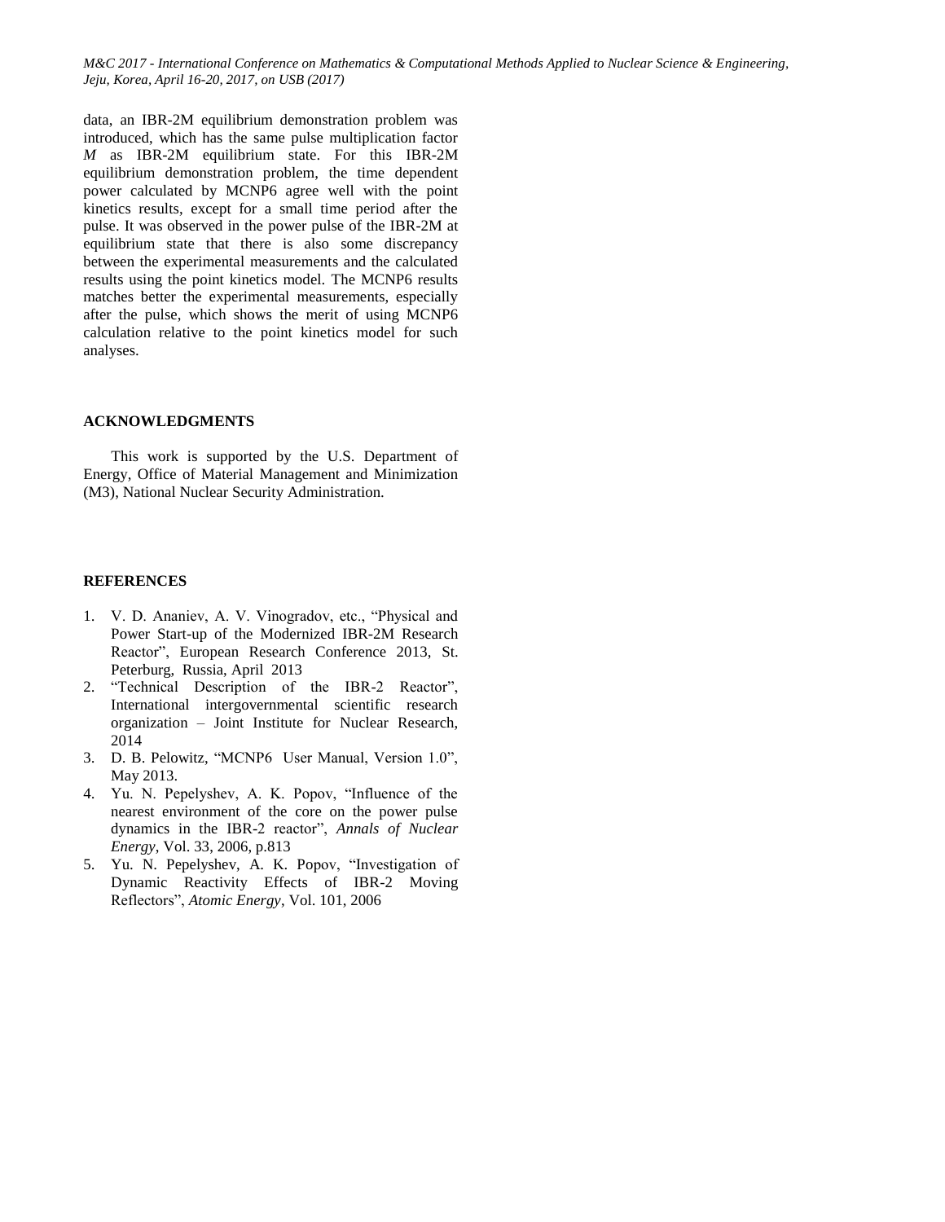data, an IBR-2M equilibrium demonstration problem was introduced, which has the same pulse multiplication factor *M* as IBR-2M equilibrium state. For this IBR-2M equilibrium demonstration problem, the time dependent power calculated by MCNP6 agree well with the point kinetics results, except for a small time period after the pulse. It was observed in the power pulse of the IBR-2M at equilibrium state that there is also some discrepancy between the experimental measurements and the calculated results using the point kinetics model. The MCNP6 results matches better the experimental measurements, especially after the pulse, which shows the merit of using MCNP6 calculation relative to the point kinetics model for such analyses.

## ACKNOWLEDGMENTS

This work is supported by the U.S. Department of Energy, Office of Material Management and Minimization (M3), National Nuclear Security Administration.

## REFERENCES

1. V. D. Ananiev, A. V. Vinogradov, etc., "Physical and Power Start-up of the Modernized IBR-2M Research Reactor", European Research Conference 2013, St. Peterburg, Russia, April 2013
2. "Technical Description of the IBR-2 Reactor", International intergovernmental scientific research organization – Joint Institute for Nuclear Research, 2014
3. D. B. Pelowitz, "MCNP6 User Manual, Version 1.0", May 2013.
4. Yu. N. Pepelyshev, A. K. Popov, "Influence of the nearest environment of the core on the power pulse dynamics in the IBR-2 reactor", *Annals of Nuclear Energy*, Vol. 33, 2006, p.813
5. Yu. N. Pepelyshev, A. K. Popov, "Investigation of Dynamic Reactivity Effects of IBR-2 Moving Reflectors", *Atomic Energy*, Vol. 101, 2006